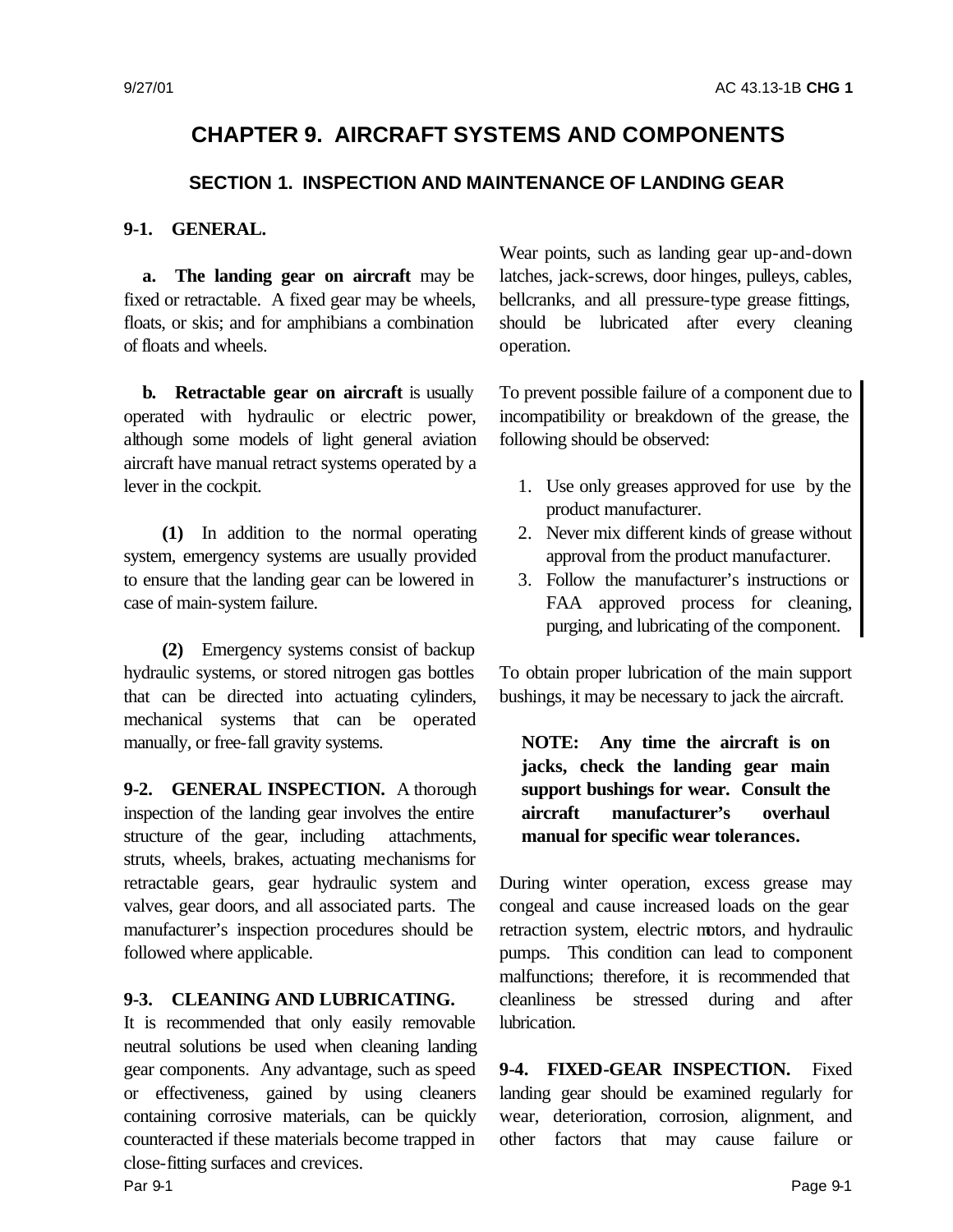# CHAPTER 9. AIRCRAFT SYSTEMS AND COMPONENTS

## SECTION 1. INSPECTION AND MAINTENANCE OF LANDING GEAR

### 9-1. GENERAL.

**a. The landing gear on aircraft** may be fixed or retractable. A fixed gear may be wheels, floats, or skis; and for amphibians a combination of floats and wheels.

**b. Retractable gear on aircraft** is usually operated with hydraulic or electric power, although some models of light general aviation aircraft have manual retract systems operated by a lever in the cockpit.

**(1)** In addition to the normal operating system, emergency systems are usually provided to ensure that the landing gear can be lowered in case of main-system failure.

**(2)** Emergency systems consist of backup hydraulic systems, or stored nitrogen gas bottles that can be directed into actuating cylinders, mechanical systems that can be operated manually, or free-fall gravity systems.

**9-2. GENERAL INSPECTION.** A thorough inspection of the landing gear involves the entire structure of the gear, including attachments, struts, wheels, brakes, actuating mechanisms for retractable gears, gear hydraulic system and valves, gear doors, and all associated parts. The manufacturer's inspection procedures should be followed where applicable.

**9-3. CLEANING AND LUBRICATING.** It is recommended that only easily removable neutral solutions be used when cleaning landing gear components. Any advantage, such as speed or effectiveness, gained by using cleaners containing corrosive materials, can be quickly counteracted if these materials become trapped in close-fitting surfaces and crevices. Wear points, such as landing gear up-and-down latches, jack-screws, door hinges, pulleys, cables, bellcranks, and all pressure-type grease fittings, should be lubricated after every cleaning operation.

To prevent possible failure of a component due to incompatibility or breakdown of the grease, the following should be observed:

1. Use only greases approved for use by the product manufacturer.
2. Never mix different kinds of grease without approval from the product manufacturer.
3. Follow the manufacturer's instructions or FAA approved process for cleaning, purging, and lubricating of the component.

To obtain proper lubrication of the main support bushings, it may be necessary to jack the aircraft.

**NOTE: Any time the aircraft is on jacks, check the landing gear main support bushings for wear. Consult the aircraft manufacturer's overhaul manual for specific wear tolerances.**

During winter operation, excess grease may congeal and cause increased loads on the gear retraction system, electric motors, and hydraulic pumps. This condition can lead to component malfunctions; therefore, it is recommended that cleanliness be stressed during and after lubrication.

**9-4. FIXED-GEAR INSPECTION.** Fixed landing gear should be examined regularly for wear, deterioration, corrosion, alignment, and other factors that may cause failure or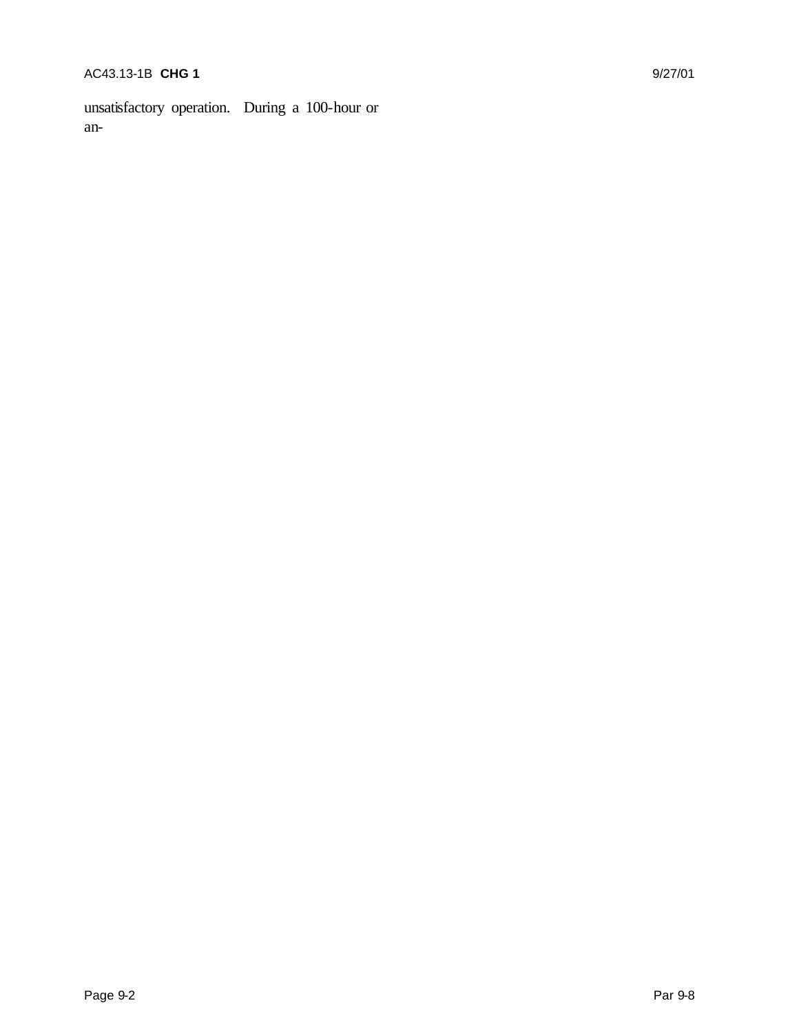unsatisfactory operation. During a 100-hour or an-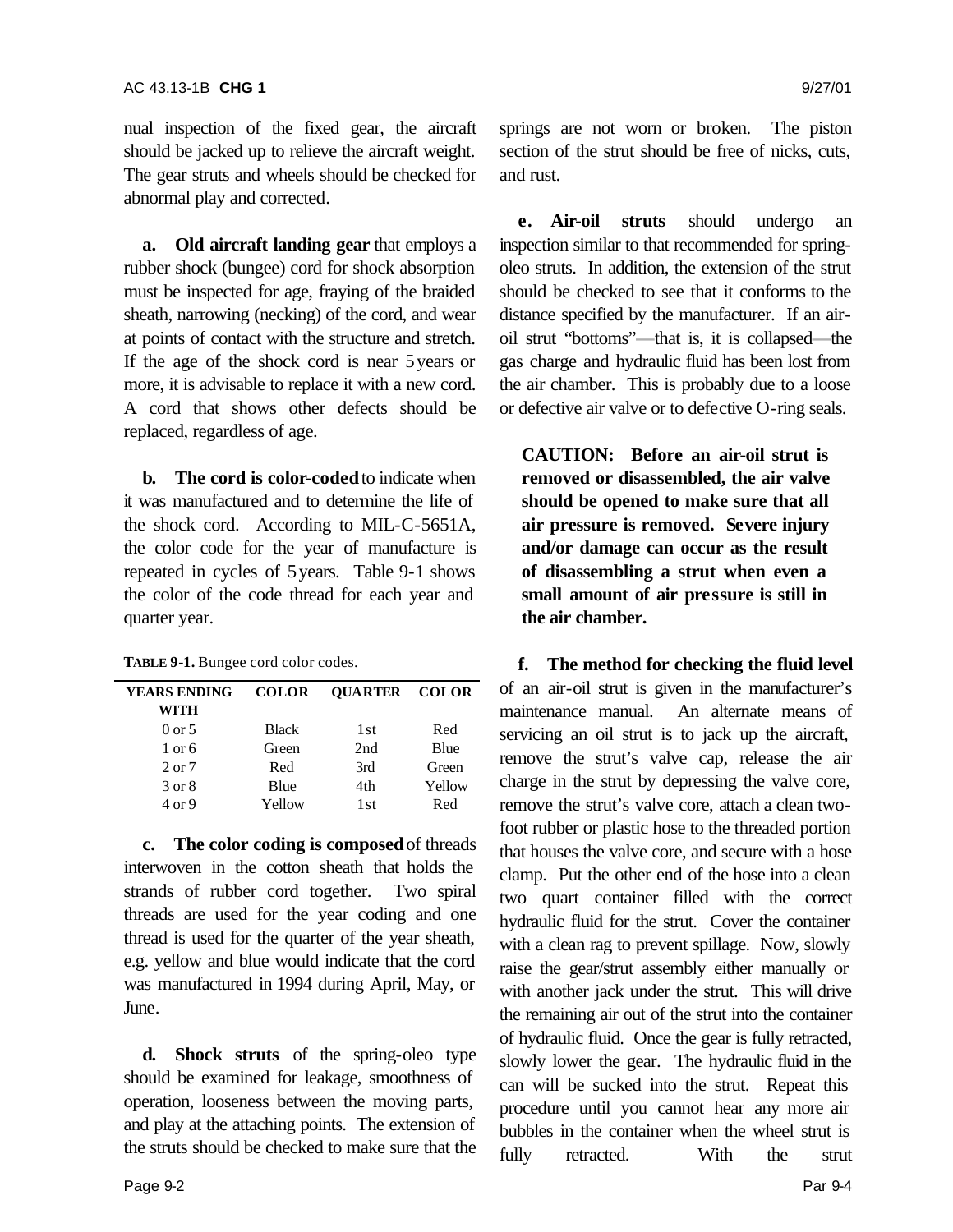nual inspection of the fixed gear, the aircraft should be jacked up to relieve the aircraft weight. The gear struts and wheels should be checked for abnormal play and corrected.

**a. Old aircraft landing gear** that employs a rubber shock (bungee) cord for shock absorption must be inspected for age, fraying of the braided sheath, narrowing (necking) of the cord, and wear at points of contact with the structure and stretch. If the age of the shock cord is near 5 years or more, it is advisable to replace it with a new cord. A cord that shows other defects should be replaced, regardless of age.

**b. The cord is color-coded** to indicate when it was manufactured and to determine the life of the shock cord. According to MIL-C-5651A, the color code for the year of manufacture is repeated in cycles of 5 years. Table 9-1 shows the color of the code thread for each year and quarter year.

**TABLE 9-1.** Bungee cord color codes.

| YEARS ENDING WITH | COLOR | QUARTER | COLOR |
|---|---|---|---|
| 0 or 5 | Black | 1st | Red |
| 1 or 6 | Green | 2nd | Blue |
| 2 or 7 | Red | 3rd | Green |
| 3 or 8 | Blue | 4th | Yellow |
| 4 or 9 | Yellow | 1st | Red |

**c. The color coding is composed** of threads interwoven in the cotton sheath that holds the strands of rubber cord together. Two spiral threads are used for the year coding and one thread is used for the quarter of the year sheath, e.g. yellow and blue would indicate that the cord was manufactured in 1994 during April, May, or June.

**d. Shock struts** of the spring-oleo type should be examined for leakage, smoothness of operation, looseness between the moving parts, and play at the attaching points. The extension of the struts should be checked to make sure that the springs are not worn or broken. The piston section of the strut should be free of nicks, cuts, and rust.

**e. Air-oil struts** should undergo an inspection similar to that recommended for spring-oleo struts. In addition, the extension of the strut should be checked to see that it conforms to the distance specified by the manufacturer. If an air-oil strut "bottoms"—that is, it is collapsed—the gas charge and hydraulic fluid has been lost from the air chamber. This is probably due to a loose or defective air valve or to defective O-ring seals.

**CAUTION: Before an air-oil strut is removed or disassembled, the air valve should be opened to make sure that all air pressure is removed. Severe injury and/or damage can occur as the result of disassembling a strut when even a small amount of air pressure is still in the air chamber.**

**f. The method for checking the fluid level** of an air-oil strut is given in the manufacturer's maintenance manual. An alternate means of servicing an oil strut is to jack up the aircraft, remove the strut's valve cap, release the air charge in the strut by depressing the valve core, remove the strut's valve core, attach a clean two-foot rubber or plastic hose to the threaded portion that houses the valve core, and secure with a hose clamp. Put the other end of the hose into a clean two quart container filled with the correct hydraulic fluid for the strut. Cover the container with a clean rag to prevent spillage. Now, slowly raise the gear/strut assembly either manually or with another jack under the strut. This will drive the remaining air out of the strut into the container of hydraulic fluid. Once the gear is fully retracted, slowly lower the gear. The hydraulic fluid in the can will be sucked into the strut. Repeat this procedure until you cannot hear any more air bubbles in the container when the wheel strut is fully retracted. With the strut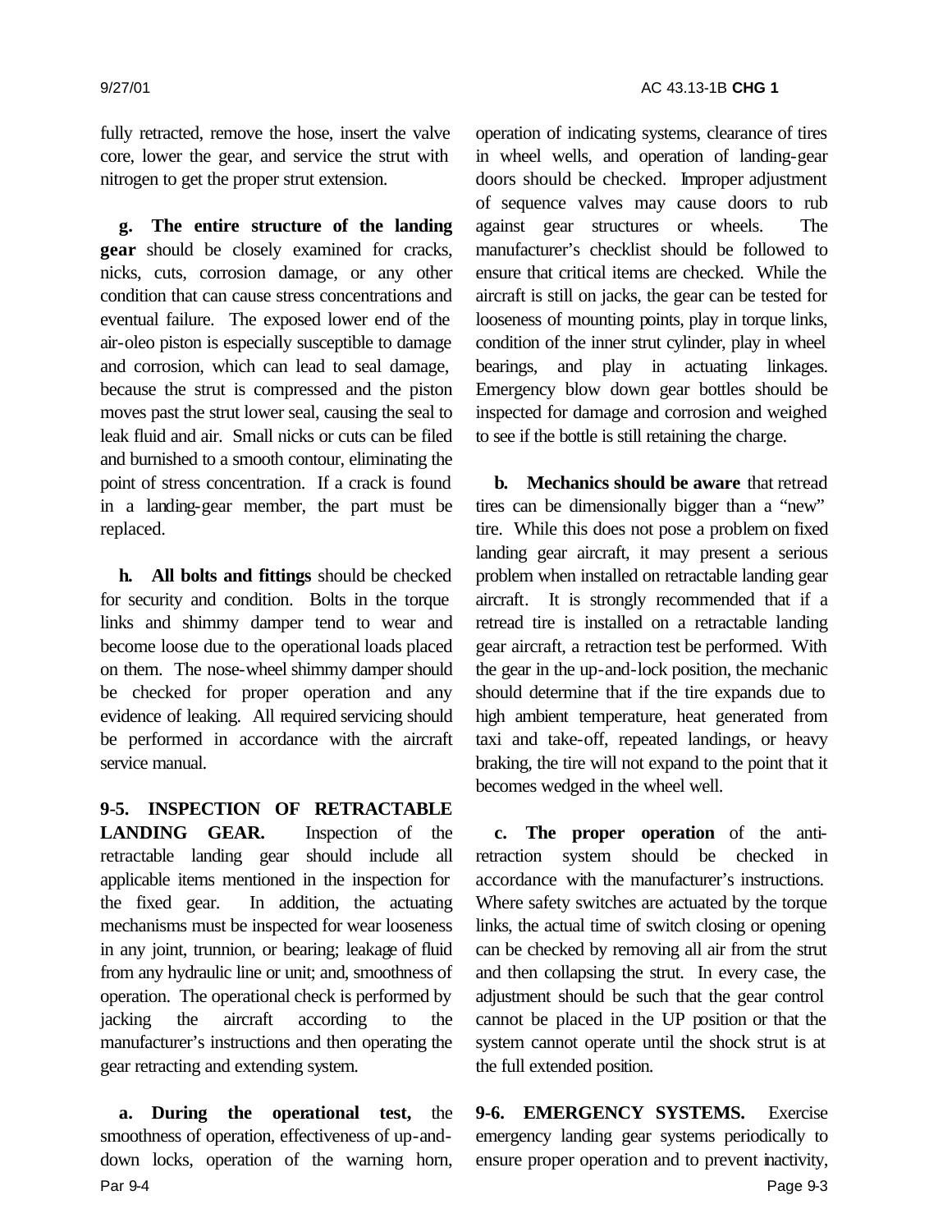fully retracted, remove the hose, insert the valve core, lower the gear, and service the strut with nitrogen to get the proper strut extension.

**g. The entire structure of the landing gear** should be closely examined for cracks, nicks, cuts, corrosion damage, or any other condition that can cause stress concentrations and eventual failure. The exposed lower end of the air-oleo piston is especially susceptible to damage and corrosion, which can lead to seal damage, because the strut is compressed and the piston moves past the strut lower seal, causing the seal to leak fluid and air. Small nicks or cuts can be filed and burnished to a smooth contour, eliminating the point of stress concentration. If a crack is found in a landing-gear member, the part must be replaced.

**h. All bolts and fittings** should be checked for security and condition. Bolts in the torque links and shimmy damper tend to wear and become loose due to the operational loads placed on them. The nose-wheel shimmy damper should be checked for proper operation and any evidence of leaking. All required servicing should be performed in accordance with the aircraft service manual.

**9-5. INSPECTION OF RETRACTABLE LANDING GEAR.** Inspection of the retractable landing gear should include all applicable items mentioned in the inspection for the fixed gear. In addition, the actuating mechanisms must be inspected for wear looseness in any joint, trunnion, or bearing; leakage of fluid from any hydraulic line or unit; and, smoothness of operation. The operational check is performed by jacking the aircraft according to the manufacturer's instructions and then operating the gear retracting and extending system.

**a. During the operational test,** the smoothness of operation, effectiveness of up-and-down locks, operation of the warning horn, operation of indicating systems, clearance of tires in wheel wells, and operation of landing-gear doors should be checked. Improper adjustment of sequence valves may cause doors to rub against gear structures or wheels. The manufacturer's checklist should be followed to ensure that critical items are checked. While the aircraft is still on jacks, the gear can be tested for looseness of mounting points, play in torque links, condition of the inner strut cylinder, play in wheel bearings, and play in actuating linkages. Emergency blow down gear bottles should be inspected for damage and corrosion and weighed to see if the bottle is still retaining the charge.

**b. Mechanics should be aware** that retread tires can be dimensionally bigger than a "new" tire. While this does not pose a problem on fixed landing gear aircraft, it may present a serious problem when installed on retractable landing gear aircraft. It is strongly recommended that if a retread tire is installed on a retractable landing gear aircraft, a retraction test be performed. With the gear in the up-and-lock position, the mechanic should determine that if the tire expands due to high ambient temperature, heat generated from taxi and take-off, repeated landings, or heavy braking, the tire will not expand to the point that it becomes wedged in the wheel well.

**c. The proper operation** of the anti-retraction system should be checked in accordance with the manufacturer's instructions. Where safety switches are actuated by the torque links, the actual time of switch closing or opening can be checked by removing all air from the strut and then collapsing the strut. In every case, the adjustment should be such that the gear control cannot be placed in the UP position or that the system cannot operate until the shock strut is at the full extended position.

**9-6. EMERGENCY SYSTEMS.** Exercise emergency landing gear systems periodically to ensure proper operation and to prevent inactivity,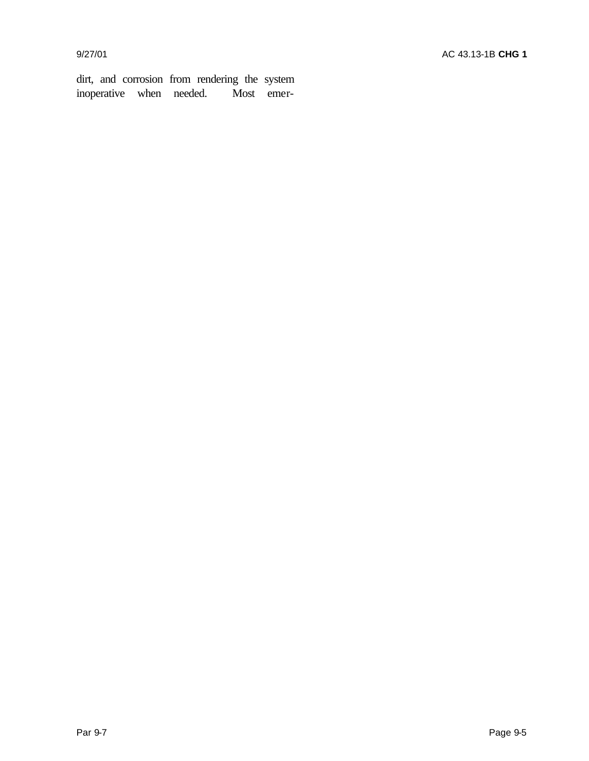dirt, and corrosion from rendering the system inoperative when needed. Most emer-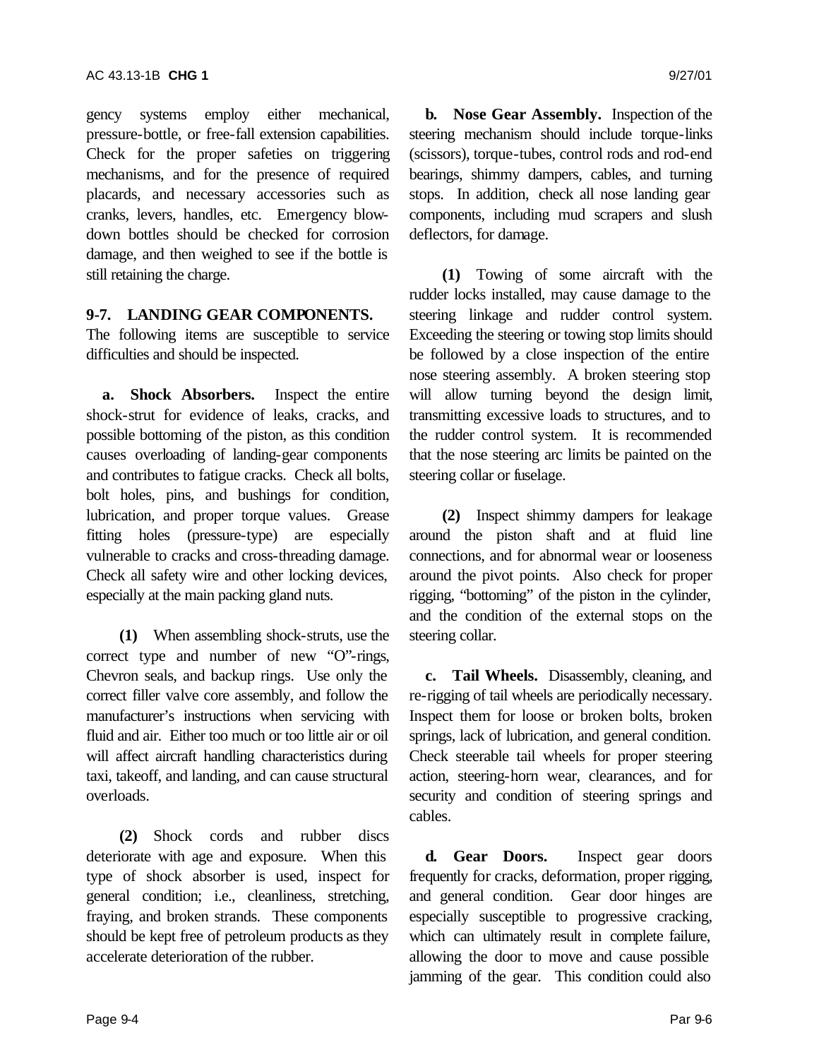gency systems employ either mechanical, pressure-bottle, or free-fall extension capabilities. Check for the proper safeties on triggering mechanisms, and for the presence of required placards, and necessary accessories such as cranks, levers, handles, etc. Emergency blow-down bottles should be checked for corrosion damage, and then weighed to see if the bottle is still retaining the charge.

**9-7. LANDING GEAR COMPONENTS.** The following items are susceptible to service difficulties and should be inspected.

**a. Shock Absorbers.** Inspect the entire shock-strut for evidence of leaks, cracks, and possible bottoming of the piston, as this condition causes overloading of landing-gear components and contributes to fatigue cracks. Check all bolts, bolt holes, pins, and bushings for condition, lubrication, and proper torque values. Grease fitting holes (pressure-type) are especially vulnerable to cracks and cross-threading damage. Check all safety wire and other locking devices, especially at the main packing gland nuts.

**(1)** When assembling shock-struts, use the correct type and number of new "O"-rings, Chevron seals, and backup rings. Use only the correct filler valve core assembly, and follow the manufacturer's instructions when servicing with fluid and air. Either too much or too little air or oil will affect aircraft handling characteristics during taxi, takeoff, and landing, and can cause structural overloads.

**(2)** Shock cords and rubber discs deteriorate with age and exposure. When this type of shock absorber is used, inspect for general condition; i.e., cleanliness, stretching, fraying, and broken strands. These components should be kept free of petroleum products as they accelerate deterioration of the rubber.

**b. Nose Gear Assembly.** Inspection of the steering mechanism should include torque-links (scissors), torque-tubes, control rods and rod-end bearings, shimmy dampers, cables, and turning stops. In addition, check all nose landing gear components, including mud scrapers and slush deflectors, for damage.

**(1)** Towing of some aircraft with the rudder locks installed, may cause damage to the steering linkage and rudder control system. Exceeding the steering or towing stop limits should be followed by a close inspection of the entire nose steering assembly. A broken steering stop will allow turning beyond the design limit, transmitting excessive loads to structures, and to the rudder control system. It is recommended that the nose steering arc limits be painted on the steering collar or fuselage.

**(2)** Inspect shimmy dampers for leakage around the piston shaft and at fluid line connections, and for abnormal wear or looseness around the pivot points. Also check for proper rigging, "bottoming" of the piston in the cylinder, and the condition of the external stops on the steering collar.

**c. Tail Wheels.** Disassembly, cleaning, and re-rigging of tail wheels are periodically necessary. Inspect them for loose or broken bolts, broken springs, lack of lubrication, and general condition. Check steerable tail wheels for proper steering action, steering-horn wear, clearances, and for security and condition of steering springs and cables.

**d. Gear Doors.** Inspect gear doors frequently for cracks, deformation, proper rigging, and general condition. Gear door hinges are especially susceptible to progressive cracking, which can ultimately result in complete failure, allowing the door to move and cause possible jamming of the gear. This condition could also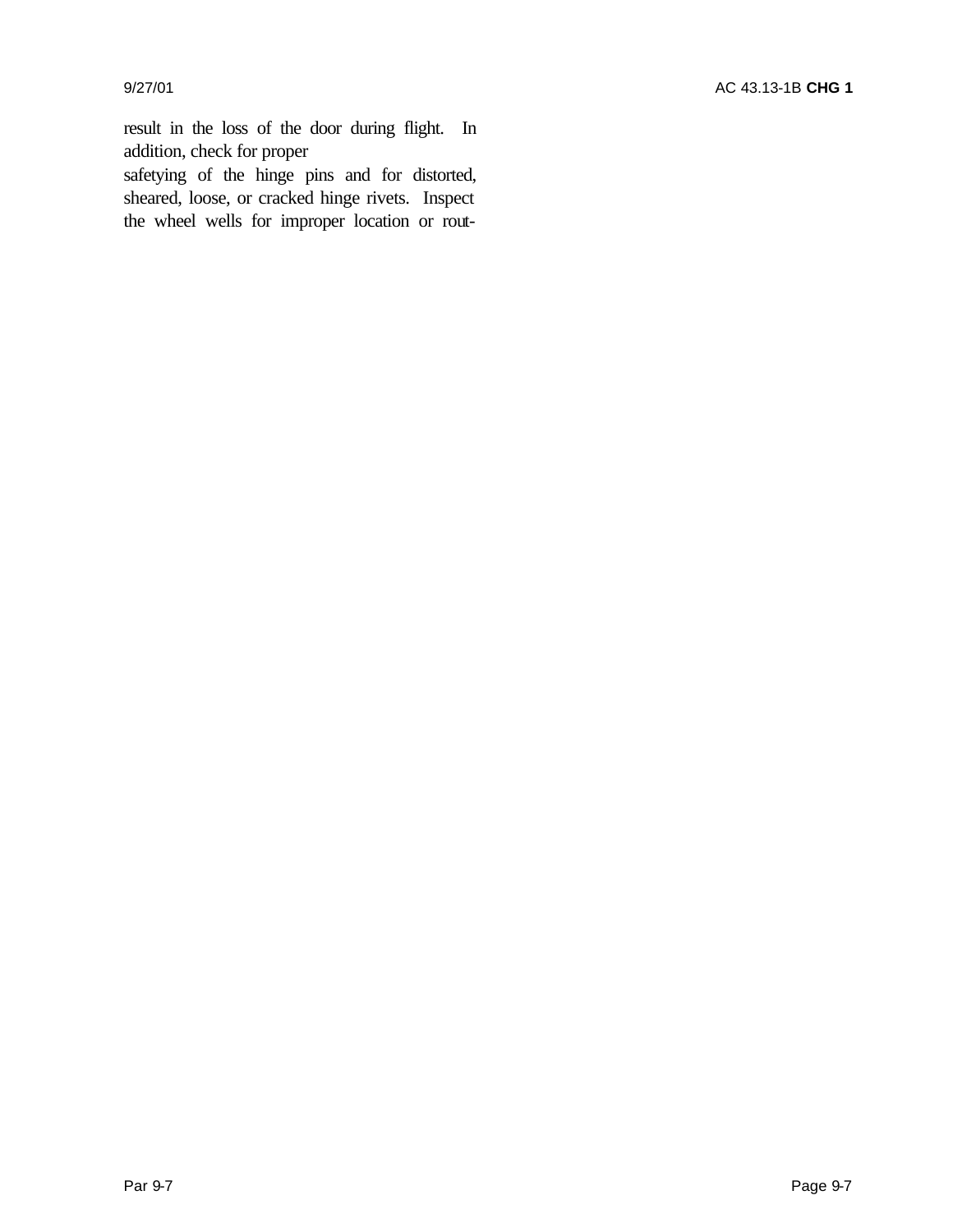result in the loss of the door during flight. In addition, check for proper safetying of the hinge pins and for distorted, sheared, loose, or cracked hinge rivets. Inspect the wheel wells for improper location or rout-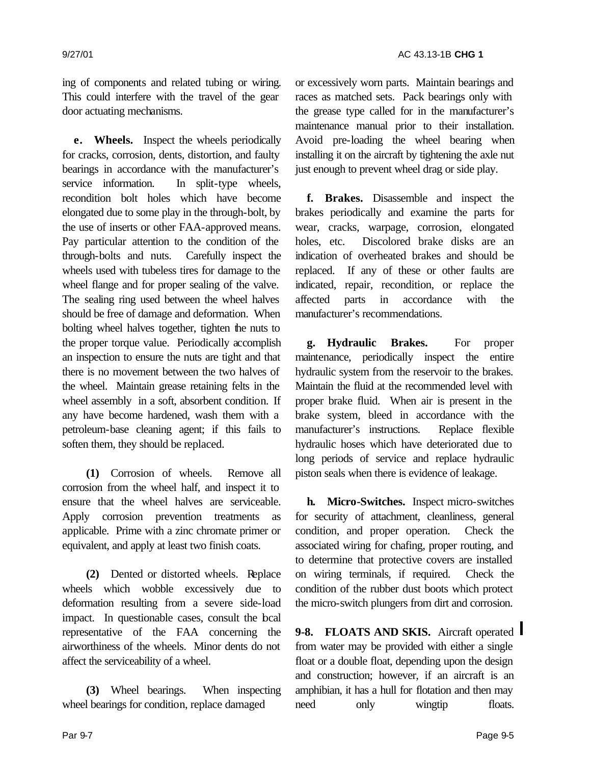ing of components and related tubing or wiring. This could interfere with the travel of the gear door actuating mechanisms.

**e. Wheels.** Inspect the wheels periodically for cracks, corrosion, dents, distortion, and faulty bearings in accordance with the manufacturer's service information. In split-type wheels, recondition bolt holes which have become elongated due to some play in the through-bolt, by the use of inserts or other FAA-approved means. Pay particular attention to the condition of the through-bolts and nuts. Carefully inspect the wheels used with tubeless tires for damage to the wheel flange and for proper sealing of the valve. The sealing ring used between the wheel halves should be free of damage and deformation. When bolting wheel halves together, tighten the nuts to the proper torque value. Periodically accomplish an inspection to ensure the nuts are tight and that there is no movement between the two halves of the wheel. Maintain grease retaining felts in the wheel assembly in a soft, absorbent condition. If any have become hardened, wash them with a petroleum-base cleaning agent; if this fails to soften them, they should be replaced.

**(1)** Corrosion of wheels. Remove all corrosion from the wheel half, and inspect it to ensure that the wheel halves are serviceable. Apply corrosion prevention treatments as applicable. Prime with a zinc chromate primer or equivalent, and apply at least two finish coats.

**(2)** Dented or distorted wheels. Replace wheels which wobble excessively due to deformation resulting from a severe side-load impact. In questionable cases, consult the local representative of the FAA concerning the airworthiness of the wheels. Minor dents do not affect the serviceability of a wheel.

**(3)** Wheel bearings. When inspecting wheel bearings for condition, replace damaged or excessively worn parts. Maintain bearings and races as matched sets. Pack bearings only with the grease type called for in the manufacturer's maintenance manual prior to their installation. Avoid pre-loading the wheel bearing when installing it on the aircraft by tightening the axle nut just enough to prevent wheel drag or side play.

**f. Brakes.** Disassemble and inspect the brakes periodically and examine the parts for wear, cracks, warpage, corrosion, elongated holes, etc. Discolored brake disks are an indication of overheated brakes and should be replaced. If any of these or other faults are indicated, repair, recondition, or replace the affected parts in accordance with the manufacturer's recommendations.

**g. Hydraulic Brakes.** For proper maintenance, periodically inspect the entire hydraulic system from the reservoir to the brakes. Maintain the fluid at the recommended level with proper brake fluid. When air is present in the brake system, bleed in accordance with the manufacturer's instructions. Replace flexible hydraulic hoses which have deteriorated due to long periods of service and replace hydraulic piston seals when there is evidence of leakage.

**h. Micro-Switches.** Inspect micro-switches for security of attachment, cleanliness, general condition, and proper operation. Check the associated wiring for chafing, proper routing, and to determine that protective covers are installed on wiring terminals, if required. Check the condition of the rubber dust boots which protect the micro-switch plungers from dirt and corrosion.

**9-8. FLOATS AND SKIS.** Aircraft operated from water may be provided with either a single float or a double float, depending upon the design and construction; however, if an aircraft is an amphibian, it has a hull for flotation and then may need only wingtip floats.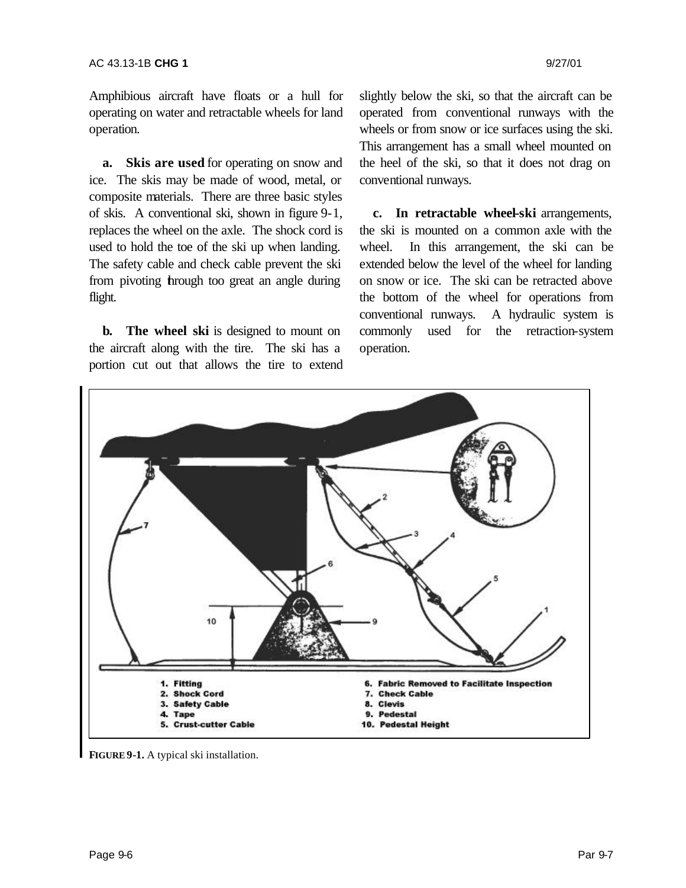Amphibious aircraft have floats or a hull for operating on water and retractable wheels for land operation.

**a. Skis are used** for operating on snow and ice. The skis may be made of wood, metal, or composite materials. There are three basic styles of skis. A conventional ski, shown in figure 9-1, replaces the wheel on the axle. The shock cord is used to hold the toe of the ski up when landing. The safety cable and check cable prevent the ski from pivoting through too great an angle during flight.

**b. The wheel ski** is designed to mount on the aircraft along with the tire. The ski has a portion cut out that allows the tire to extend slightly below the ski, so that the aircraft can be operated from conventional runways with the wheels or from snow or ice surfaces using the ski. This arrangement has a small wheel mounted on the heel of the ski, so that it does not drag on conventional runways.

**c. In retractable wheel-ski** arrangements, the ski is mounted on a common axle with the wheel. In this arrangement, the ski can be extended below the level of the wheel for landing on snow or ice. The ski can be retracted above the bottom of the wheel for operations from conventional runways. A hydraulic system is commonly used for the retraction-system operation.

1. Fitting
2. Shock Cord
3. Safety Cable
4. Tape
5. Crust-cutter Cable
6. Fabric Removed to Facilitate Inspection
7. Check Cable
8. Clevis
9. Pedestal
10. Pedestal Height

**FIGURE 9-1.** A typical ski installation.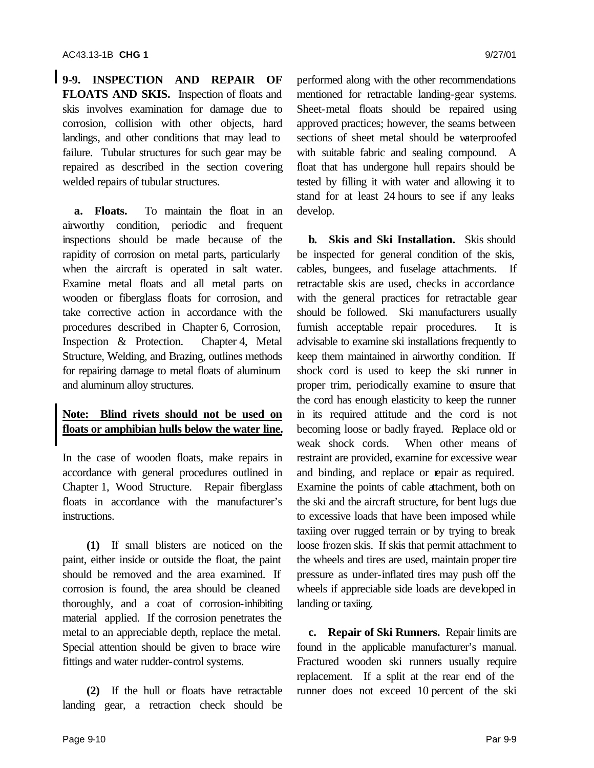**9-9. INSPECTION AND REPAIR OF FLOATS AND SKIS.** Inspection of floats and skis involves examination for damage due to corrosion, collision with other objects, hard landings, and other conditions that may lead to failure. Tubular structures for such gear may be repaired as described in the section covering welded repairs of tubular structures.

**a. Floats.** To maintain the float in an airworthy condition, periodic and frequent inspections should be made because of the rapidity of corrosion on metal parts, particularly when the aircraft is operated in salt water. Examine metal floats and all metal parts on wooden or fiberglass floats for corrosion, and take corrective action in accordance with the procedures described in Chapter 6, Corrosion, Inspection & Protection. Chapter 4, Metal Structure, Welding, and Brazing, outlines methods for repairing damage to metal floats of aluminum and aluminum alloy structures.

**Note: Blind rivets should not be used on floats or amphibian hulls below the water line.**

In the case of wooden floats, make repairs in accordance with general procedures outlined in Chapter 1, Wood Structure. Repair fiberglass floats in accordance with the manufacturer's instructions.

**(1)** If small blisters are noticed on the paint, either inside or outside the float, the paint should be removed and the area examined. If corrosion is found, the area should be cleaned thoroughly, and a coat of corrosion-inhibiting material applied. If the corrosion penetrates the metal to an appreciable depth, replace the metal. Special attention should be given to brace wire fittings and water rudder-control systems.

**(2)** If the hull or floats have retractable landing gear, a retraction check should be performed along with the other recommendations mentioned for retractable landing-gear systems. Sheet-metal floats should be repaired using approved practices; however, the seams between sections of sheet metal should be waterproofed with suitable fabric and sealing compound. A float that has undergone hull repairs should be tested by filling it with water and allowing it to stand for at least 24 hours to see if any leaks develop.

**b. Skis and Ski Installation.** Skis should be inspected for general condition of the skis, cables, bungees, and fuselage attachments. If retractable skis are used, checks in accordance with the general practices for retractable gear should be followed. Ski manufacturers usually furnish acceptable repair procedures. It is advisable to examine ski installations frequently to keep them maintained in airworthy condition. If shock cord is used to keep the ski runner in proper trim, periodically examine to ensure that the cord has enough elasticity to keep the runner in its required attitude and the cord is not becoming loose or badly frayed. Replace old or weak shock cords. When other means of restraint are provided, examine for excessive wear and binding, and replace or repair as required. Examine the points of cable attachment, both on the ski and the aircraft structure, for bent lugs due to excessive loads that have been imposed while taxiing over rugged terrain or by trying to break loose frozen skis. If skis that permit attachment to the wheels and tires are used, maintain proper tire pressure as under-inflated tires may push off the wheels if appreciable side loads are developed in landing or taxiing.

**c. Repair of Ski Runners.** Repair limits are found in the applicable manufacturer's manual. Fractured wooden ski runners usually require replacement. If a split at the rear end of the runner does not exceed 10 percent of the ski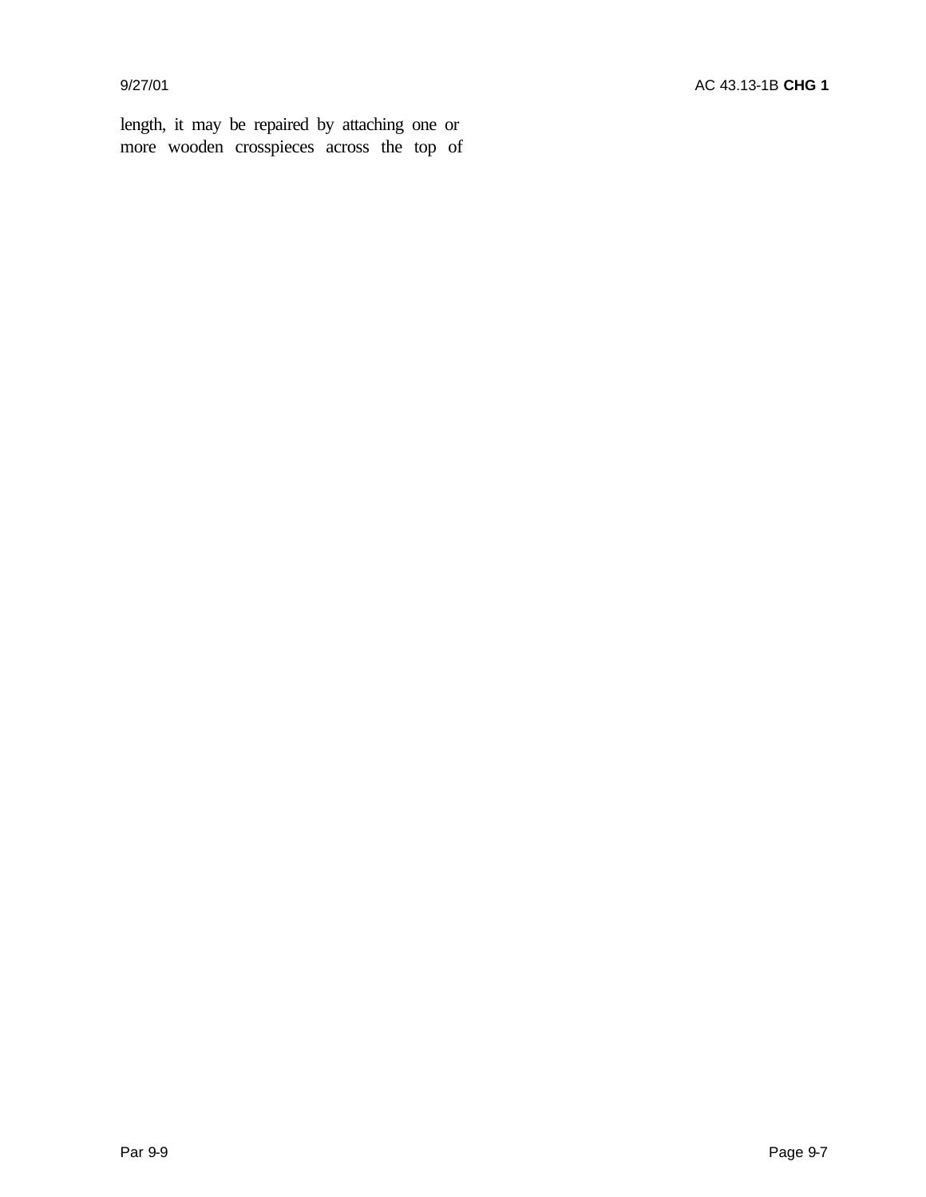length, it may be repaired by attaching one or more wooden crosspieces across the top of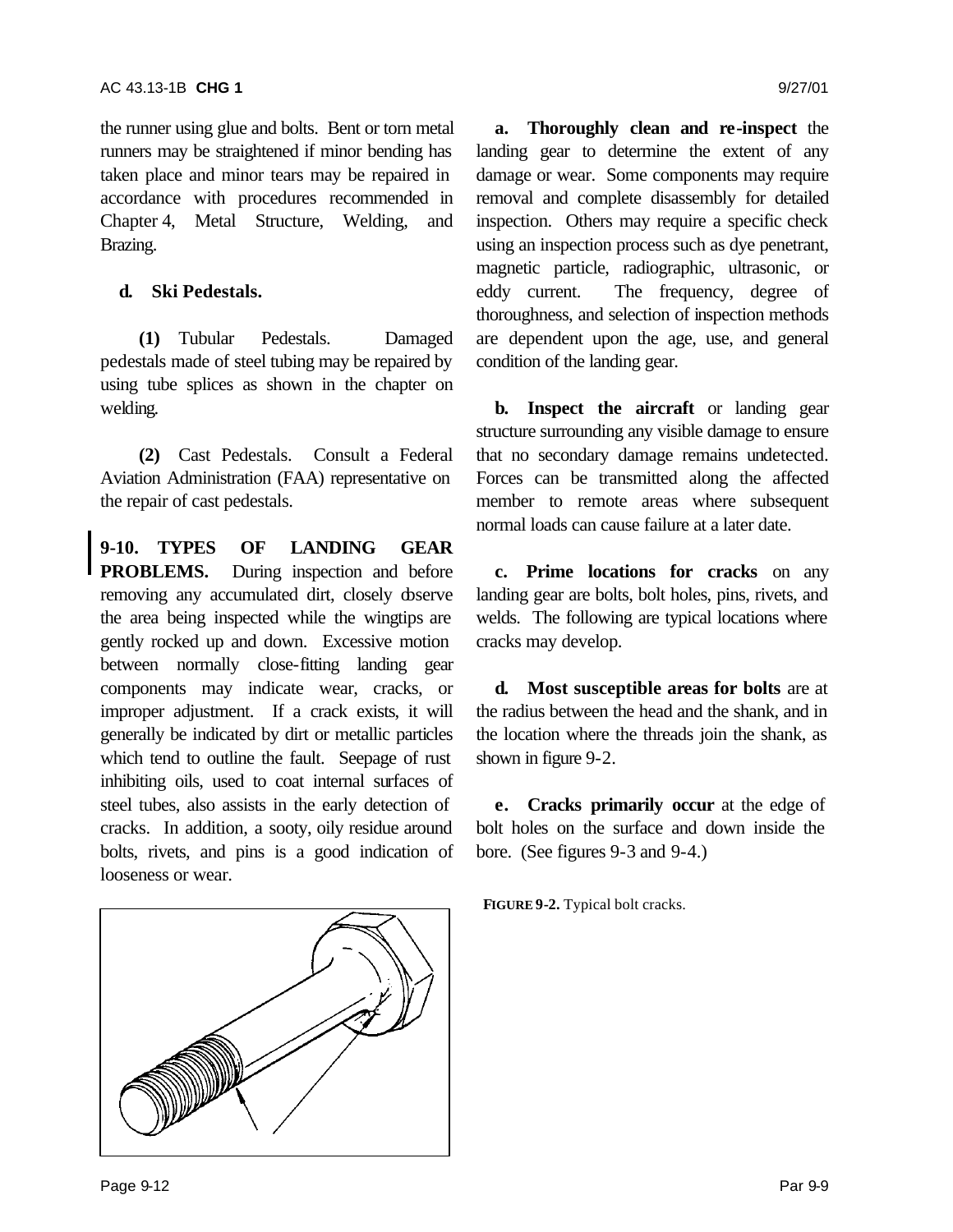the runner using glue and bolts. Bent or torn metal runners may be straightened if minor bending has taken place and minor tears may be repaired in accordance with procedures recommended in Chapter 4, Metal Structure, Welding, and Brazing.

**d. Ski Pedestals.**

**(1)** Tubular Pedestals. Damaged pedestals made of steel tubing may be repaired by using tube splices as shown in the chapter on welding.

**(2)** Cast Pedestals. Consult a Federal Aviation Administration (FAA) representative on the repair of cast pedestals.

**9-10. TYPES OF LANDING GEAR PROBLEMS.** During inspection and before removing any accumulated dirt, closely observe the area being inspected while the wingtips are gently rocked up and down. Excessive motion between normally close-fitting landing gear components may indicate wear, cracks, or improper adjustment. If a crack exists, it will generally be indicated by dirt or metallic particles which tend to outline the fault. Seepage of rust inhibiting oils, used to coat internal surfaces of steel tubes, also assists in the early detection of cracks. In addition, a sooty, oily residue around bolts, rivets, and pins is a good indication of looseness or wear.

**a. Thoroughly clean and re-inspect** the landing gear to determine the extent of any damage or wear. Some components may require removal and complete disassembly for detailed inspection. Others may require a specific check using an inspection process such as dye penetrant, magnetic particle, radiographic, ultrasonic, or eddy current. The frequency, degree of thoroughness, and selection of inspection methods are dependent upon the age, use, and general condition of the landing gear.

**b. Inspect the aircraft** or landing gear structure surrounding any visible damage to ensure that no secondary damage remains undetected. Forces can be transmitted along the affected member to remote areas where subsequent normal loads can cause failure at a later date.

**c. Prime locations for cracks** on any landing gear are bolts, bolt holes, pins, rivets, and welds. The following are typical locations where cracks may develop.

**d. Most susceptible areas for bolts** are at the radius between the head and the shank, and in the location where the threads join the shank, as shown in figure 9-2.

**e. Cracks primarily occur** at the edge of bolt holes on the surface and down inside the bore. (See figures 9-3 and 9-4.)

**FIGURE 9-2.** Typical bolt cracks.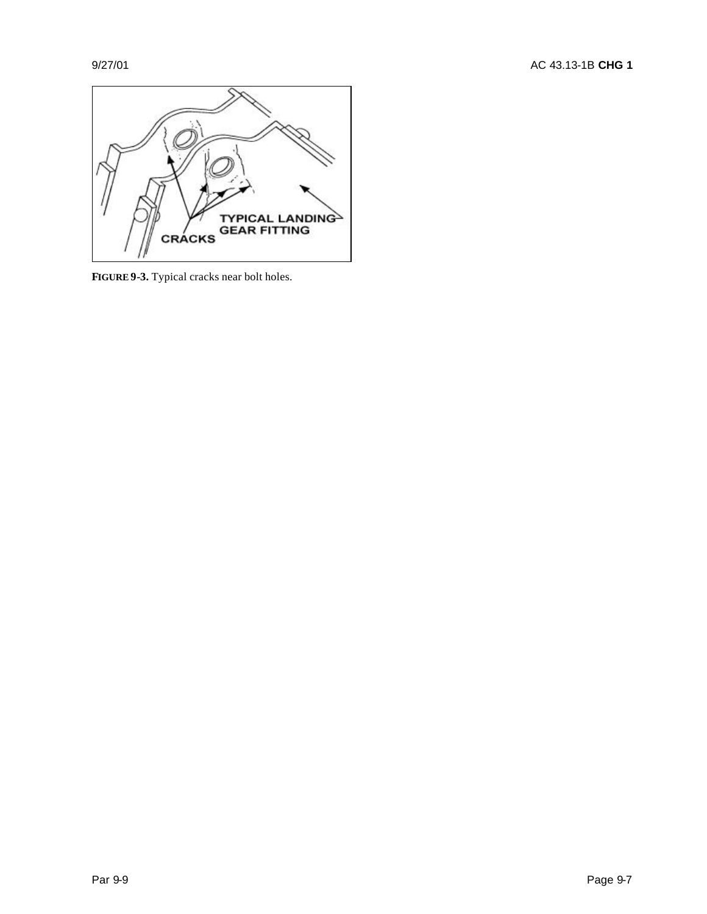**FIGURE 9-3.** Typical cracks near bolt holes.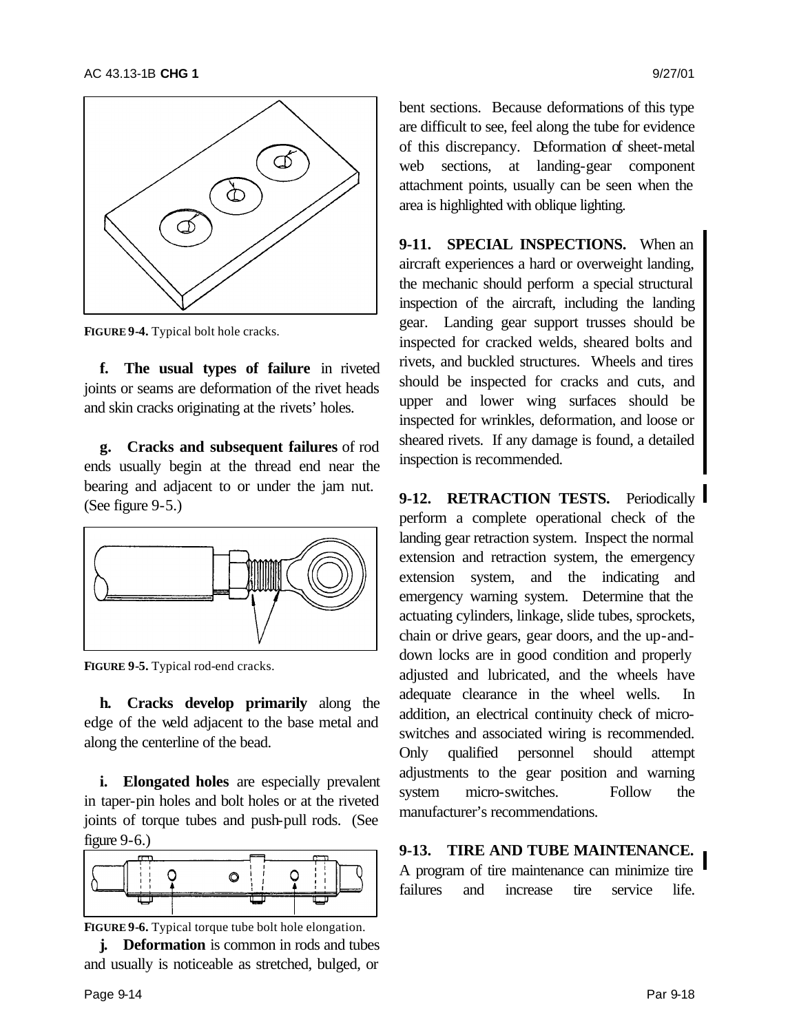**FIGURE 9-4.** Typical bolt hole cracks.

**f. The usual types of failure** in riveted joints or seams are deformation of the rivet heads and skin cracks originating at the rivets' holes.

**g. Cracks and subsequent failures** of rod ends usually begin at the thread end near the bearing and adjacent to or under the jam nut. (See figure 9-5.)

**FIGURE 9-5.** Typical rod-end cracks.

**h. Cracks develop primarily** along the edge of the weld adjacent to the base metal and along the centerline of the bead.

**i. Elongated holes** are especially prevalent in taper-pin holes and bolt holes or at the riveted joints of torque tubes and push-pull rods. (See figure 9-6.)

**FIGURE 9-6.** Typical torque tube bolt hole elongation.

**j. Deformation** is common in rods and tubes and usually is noticeable as stretched, bulged, or bent sections. Because deformations of this type are difficult to see, feel along the tube for evidence of this discrepancy. Deformation of sheet-metal web sections, at landing-gear component attachment points, usually can be seen when the area is highlighted with oblique lighting.

**9-11. SPECIAL INSPECTIONS.** When an aircraft experiences a hard or overweight landing, the mechanic should perform a special structural inspection of the aircraft, including the landing gear. Landing gear support trusses should be inspected for cracked welds, sheared bolts and rivets, and buckled structures. Wheels and tires should be inspected for cracks and cuts, and upper and lower wing surfaces should be inspected for wrinkles, deformation, and loose or sheared rivets. If any damage is found, a detailed inspection is recommended.

**9-12. RETRACTION TESTS.** Periodically perform a complete operational check of the landing gear retraction system. Inspect the normal extension and retraction system, the emergency extension system, and the indicating and emergency warning system. Determine that the actuating cylinders, linkage, slide tubes, sprockets, chain or drive gears, gear doors, and the up-and-down locks are in good condition and properly adjusted and lubricated, and the wheels have adequate clearance in the wheel wells. In addition, an electrical continuity check of micro-switches and associated wiring is recommended. Only qualified personnel should attempt adjustments to the gear position and warning system micro-switches. Follow the manufacturer's recommendations.

**9-13. TIRE AND TUBE MAINTENANCE.** A program of tire maintenance can minimize tire failures and increase tire service life.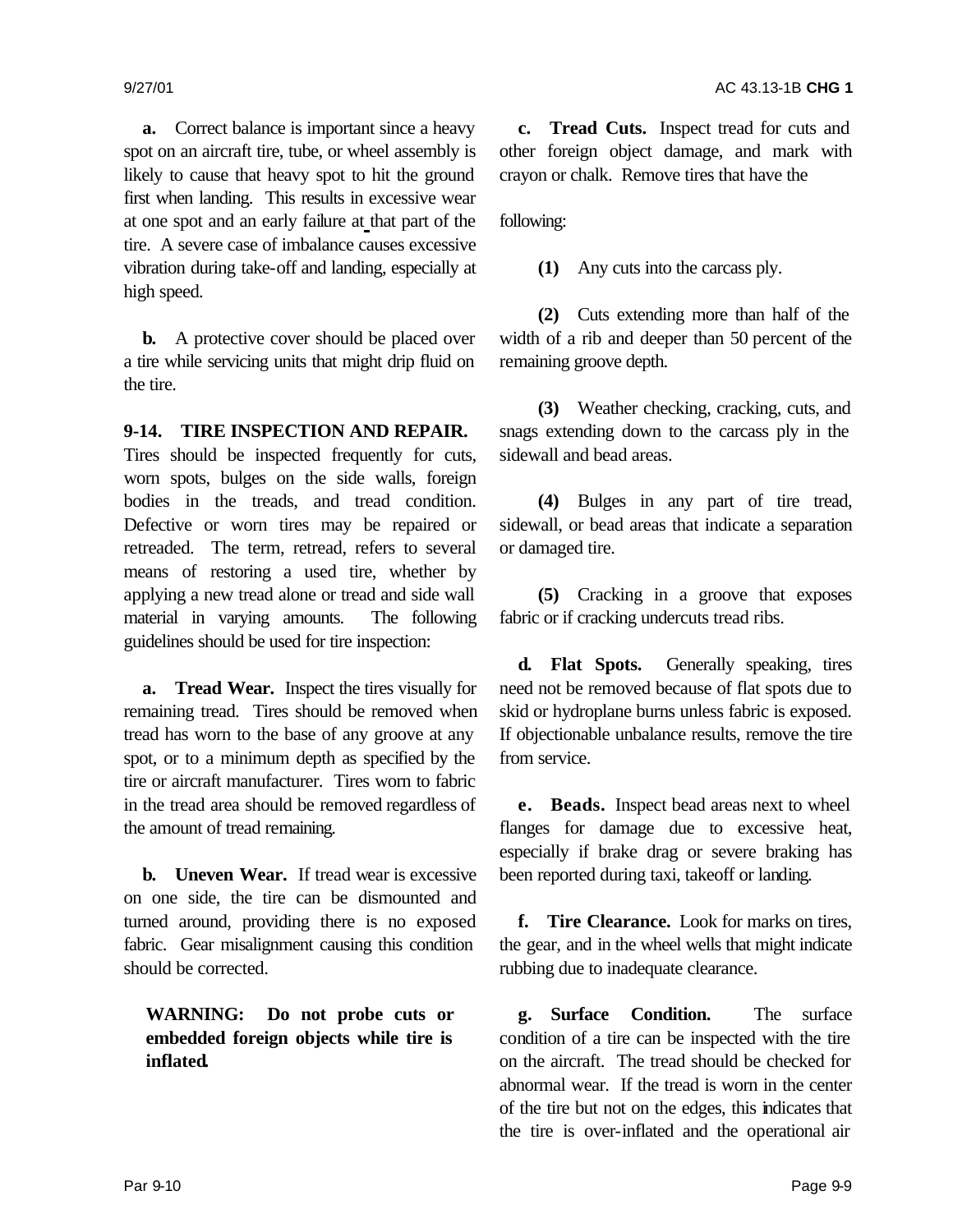**a.** Correct balance is important since a heavy spot on an aircraft tire, tube, or wheel assembly is likely to cause that heavy spot to hit the ground first when landing. This results in excessive wear at one spot and an early failure at that part of the tire. A severe case of imbalance causes excessive vibration during take-off and landing, especially at high speed.

**b.** A protective cover should be placed over a tire while servicing units that might drip fluid on the tire.

**9-14. TIRE INSPECTION AND REPAIR.** Tires should be inspected frequently for cuts, worn spots, bulges on the side walls, foreign bodies in the treads, and tread condition. Defective or worn tires may be repaired or retreaded. The term, retread, refers to several means of restoring a used tire, whether by applying a new tread alone or tread and side wall material in varying amounts. The following guidelines should be used for tire inspection:

**a. Tread Wear.** Inspect the tires visually for remaining tread. Tires should be removed when tread has worn to the base of any groove at any spot, or to a minimum depth as specified by the tire or aircraft manufacturer. Tires worn to fabric in the tread area should be removed regardless of the amount of tread remaining.

**b. Uneven Wear.** If tread wear is excessive on one side, the tire can be dismounted and turned around, providing there is no exposed fabric. Gear misalignment causing this condition should be corrected.

**WARNING: Do not probe cuts or embedded foreign objects while tire is inflated.**

**c. Tread Cuts.** Inspect tread for cuts and other foreign object damage, and mark with crayon or chalk. Remove tires that have the following:

**(1)** Any cuts into the carcass ply.

**(2)** Cuts extending more than half of the width of a rib and deeper than 50 percent of the remaining groove depth.

**(3)** Weather checking, cracking, cuts, and snags extending down to the carcass ply in the sidewall and bead areas.

**(4)** Bulges in any part of tire tread, sidewall, or bead areas that indicate a separation or damaged tire.

**(5)** Cracking in a groove that exposes fabric or if cracking undercuts tread ribs.

**d. Flat Spots.** Generally speaking, tires need not be removed because of flat spots due to skid or hydroplane burns unless fabric is exposed. If objectionable unbalance results, remove the tire from service.

**e. Beads.** Inspect bead areas next to wheel flanges for damage due to excessive heat, especially if brake drag or severe braking has been reported during taxi, takeoff or landing.

**f. Tire Clearance.** Look for marks on tires, the gear, and in the wheel wells that might indicate rubbing due to inadequate clearance.

**g. Surface Condition.** The surface condition of a tire can be inspected with the tire on the aircraft. The tread should be checked for abnormal wear. If the tread is worn in the center of the tire but not on the edges, this indicates that the tire is over-inflated and the operational air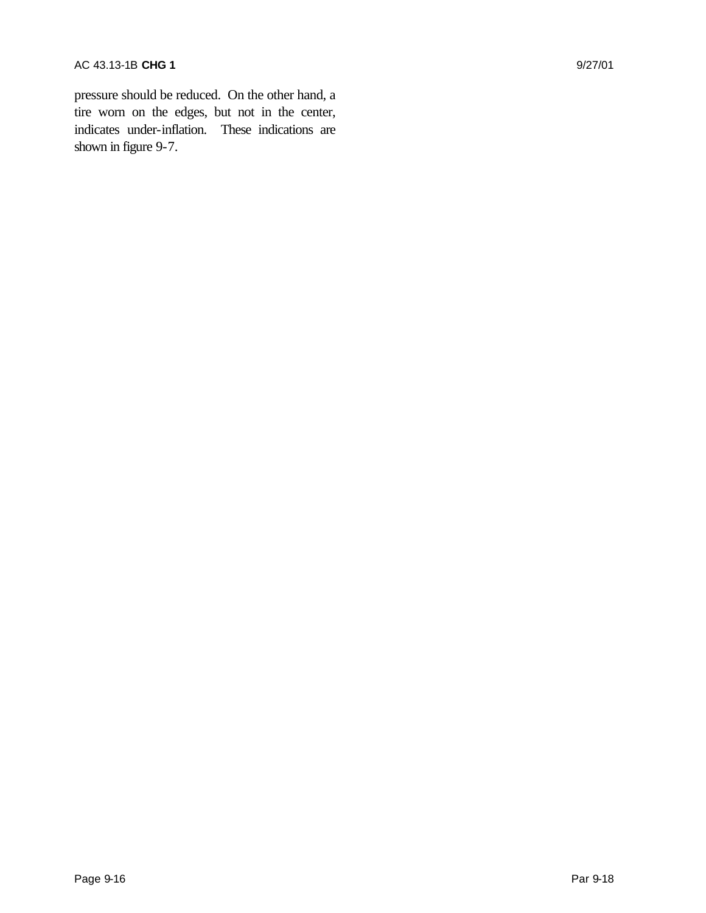pressure should be reduced. On the other hand, a tire worn on the edges, but not in the center, indicates under-inflation. These indications are shown in figure 9-7.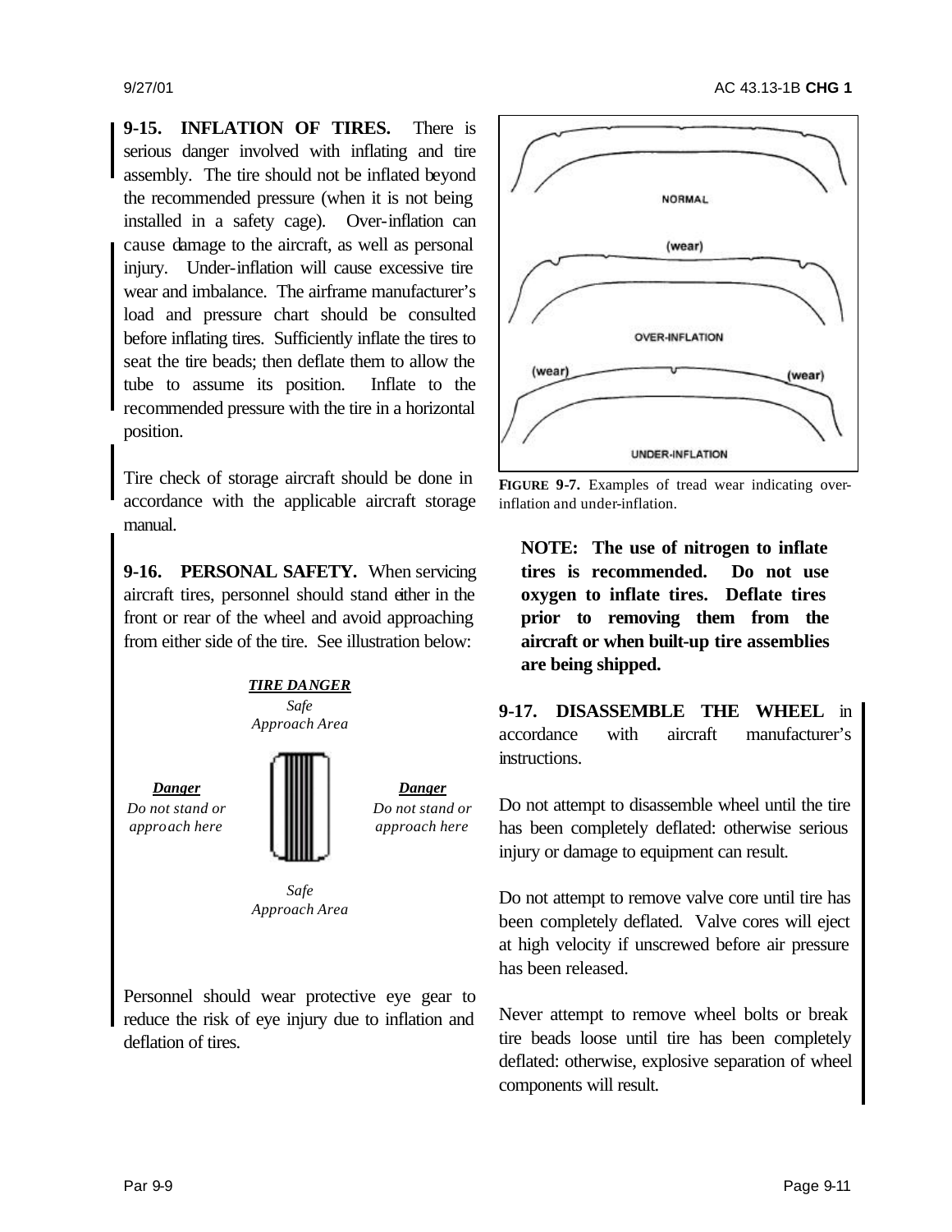**9-15. INFLATION OF TIRES.** There is serious danger involved with inflating and tire assembly. The tire should not be inflated beyond the recommended pressure (when it is not being installed in a safety cage). Over-inflation can cause damage to the aircraft, as well as personal injury. Under-inflation will cause excessive tire wear and imbalance. The airframe manufacturer's load and pressure chart should be consulted before inflating tires. Sufficiently inflate the tires to seat the tire beads; then deflate them to allow the tube to assume its position. Inflate to the recommended pressure with the tire in a horizontal position.

Tire check of storage aircraft should be done in accordance with the applicable aircraft storage manual.

**9-16. PERSONAL SAFETY.** When servicing aircraft tires, personnel should stand either in the front or rear of the wheel and avoid approaching from either side of the tire. See illustration below:

***TIRE DANGER***

*Safe Approach Area*

***Danger*** *Do not stand or approach here*

***Danger*** *Do not stand or approach here*

*Safe Approach Area*

Personnel should wear protective eye gear to reduce the risk of eye injury due to inflation and deflation of tires.

NORMAL

(wear)

OVER-INFLATION

(wear) (wear)

UNDER-INFLATION

**FIGURE 9-7.** Examples of tread wear indicating over-inflation and under-inflation.

**NOTE: The use of nitrogen to inflate tires is recommended. Do not use oxygen to inflate tires. Deflate tires prior to removing them from the aircraft or when built-up tire assemblies are being shipped.**

**9-17. DISASSEMBLE THE WHEEL** in accordance with aircraft manufacturer's instructions.

Do not attempt to disassemble wheel until the tire has been completely deflated: otherwise serious injury or damage to equipment can result.

Do not attempt to remove valve core until tire has been completely deflated. Valve cores will eject at high velocity if unscrewed before air pressure has been released.

Never attempt to remove wheel bolts or break tire beads loose until tire has been completely deflated: otherwise, explosive separation of wheel components will result.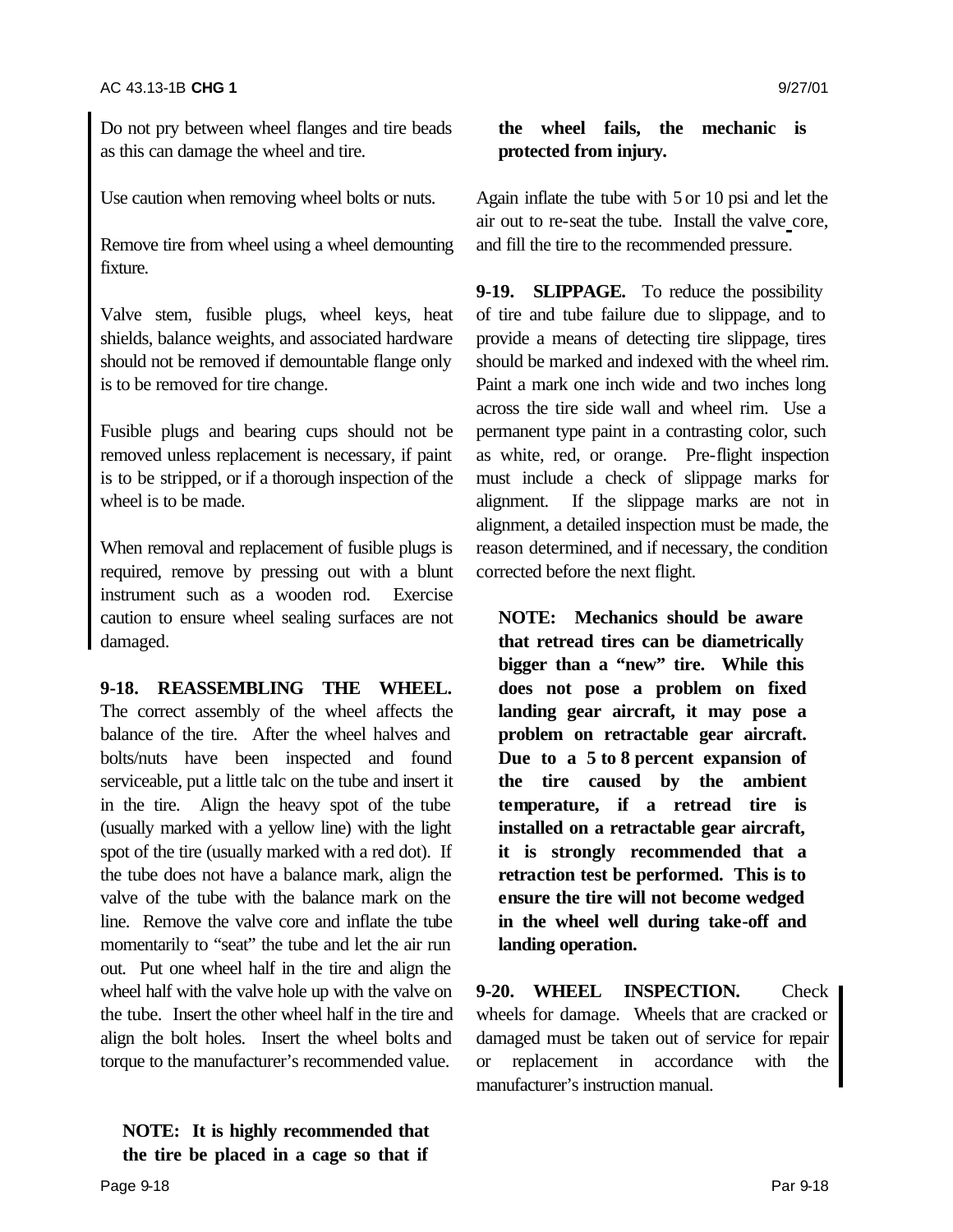Do not pry between wheel flanges and tire beads as this can damage the wheel and tire.

Use caution when removing wheel bolts or nuts.

Remove tire from wheel using a wheel demounting fixture.

Valve stem, fusible plugs, wheel keys, heat shields, balance weights, and associated hardware should not be removed if demountable flange only is to be removed for tire change.

Fusible plugs and bearing cups should not be removed unless replacement is necessary, if paint is to be stripped, or if a thorough inspection of the wheel is to be made.

When removal and replacement of fusible plugs is required, remove by pressing out with a blunt instrument such as a wooden rod. Exercise caution to ensure wheel sealing surfaces are not damaged.

**9-18. REASSEMBLING THE WHEEL.** The correct assembly of the wheel affects the balance of the tire. After the wheel halves and bolts/nuts have been inspected and found serviceable, put a little talc on the tube and insert it in the tire. Align the heavy spot of the tube (usually marked with a yellow line) with the light spot of the tire (usually marked with a red dot). If the tube does not have a balance mark, align the valve of the tube with the balance mark on the line. Remove the valve core and inflate the tube momentarily to "seat" the tube and let the air run out. Put one wheel half in the tire and align the wheel half with the valve hole up with the valve on the tube. Insert the other wheel half in the tire and align the bolt holes. Insert the wheel bolts and torque to the manufacturer's recommended value.

**NOTE: It is highly recommended that the tire be placed in a cage so that if the wheel fails, the mechanic is protected from injury.**

Again inflate the tube with 5 or 10 psi and let the air out to re-seat the tube. Install the valve core, and fill the tire to the recommended pressure.

**9-19. SLIPPAGE.** To reduce the possibility of tire and tube failure due to slippage, and to provide a means of detecting tire slippage, tires should be marked and indexed with the wheel rim. Paint a mark one inch wide and two inches long across the tire side wall and wheel rim. Use a permanent type paint in a contrasting color, such as white, red, or orange. Pre-flight inspection must include a check of slippage marks for alignment. If the slippage marks are not in alignment, a detailed inspection must be made, the reason determined, and if necessary, the condition corrected before the next flight.

**NOTE: Mechanics should be aware that retread tires can be diametrically bigger than a "new" tire. While this does not pose a problem on fixed landing gear aircraft, it may pose a problem on retractable gear aircraft. Due to a 5 to 8 percent expansion of the tire caused by the ambient temperature, if a retread tire is installed on a retractable gear aircraft, it is strongly recommended that a retraction test be performed. This is to ensure the tire will not become wedged in the wheel well during take-off and landing operation.**

**9-20. WHEEL INSPECTION.** Check wheels for damage. Wheels that are cracked or damaged must be taken out of service for repair or replacement in accordance with the manufacturer's instruction manual.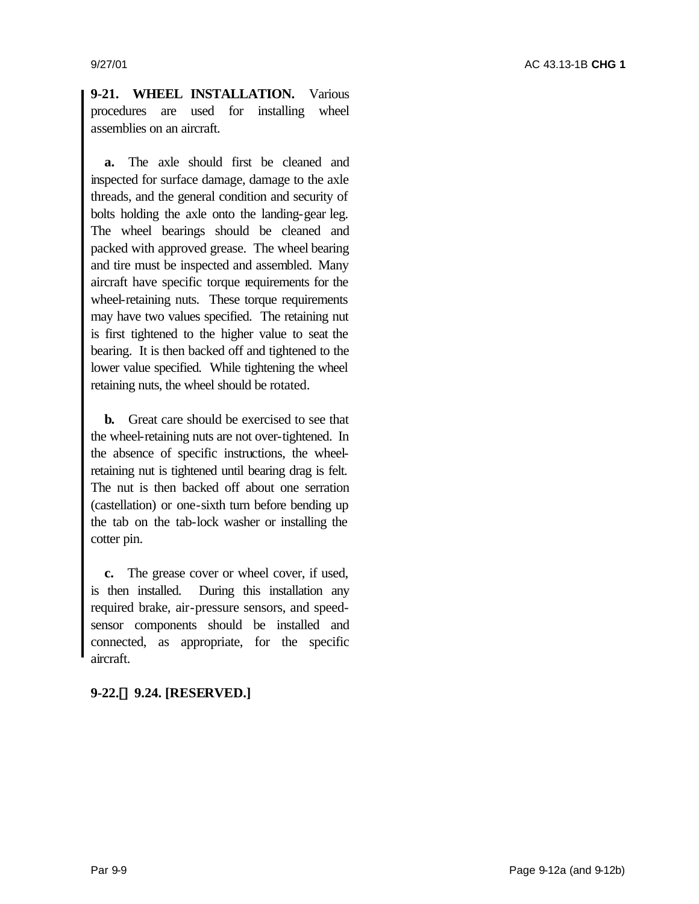**9-21. WHEEL INSTALLATION.** Various procedures are used for installing wheel assemblies on an aircraft.

**a.** The axle should first be cleaned and inspected for surface damage, damage to the axle threads, and the general condition and security of bolts holding the axle onto the landing-gear leg. The wheel bearings should be cleaned and packed with approved grease. The wheel bearing and tire must be inspected and assembled. Many aircraft have specific torque requirements for the wheel-retaining nuts. These torque requirements may have two values specified. The retaining nut is first tightened to the higher value to seat the bearing. It is then backed off and tightened to the lower value specified. While tightening the wheel retaining nuts, the wheel should be rotated.

**b.** Great care should be exercised to see that the wheel-retaining nuts are not over-tightened. In the absence of specific instructions, the wheel-retaining nut is tightened until bearing drag is felt. The nut is then backed off about one serration (castellation) or one-sixth turn before bending up the tab on the tab-lock washer or installing the cotter pin.

**c.** The grease cover or wheel cover, if used, is then installed. During this installation any required brake, air-pressure sensors, and speed-sensor components should be installed and connected, as appropriate, for the specific aircraft.

**9-22.–9.24. [RESERVED.]**